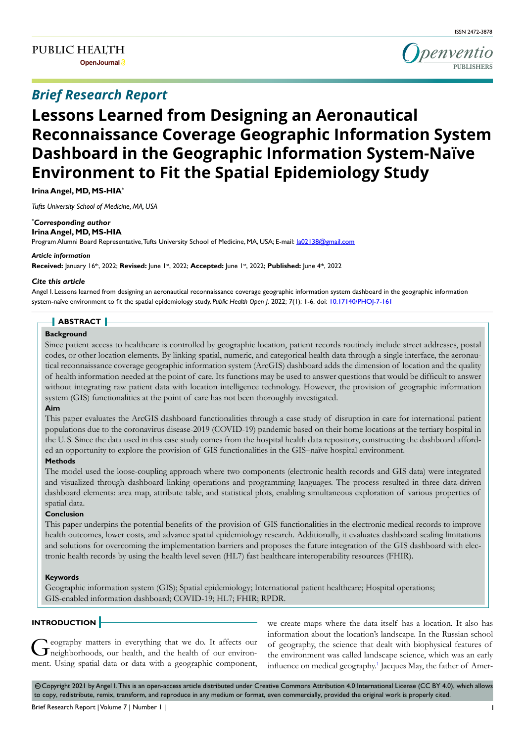## Brief Research Report

# Lessons Learned from Designing an Aeronautical Reconnaissance Coverage Geographic Information System Dashboard in the Geographic Information System-Naïve Environment to Fit the Spatial Epidemiology Study

**Irina Angel, MD, MS-HIA***

*Tufts University School of Medicine, MA, USA*

***Corresponding author**
**Irina Angel, MD, MS-HIA**
Program Alumni Board Representative, Tufts University School of Medicine, MA, USA; E-mail: Ia02138@gmail.com

***Article information***
**Received:** January 16th, 2022; **Revised:** June 1st, 2022; **Accepted:** June 1st, 2022; **Published:** June 4th, 2022

***Cite this article***
Angel I. Lessons learned from designing an aeronautical reconnaissance coverage geographic information system dashboard in the geographic information system-naïve environment to fit the spatial epidemiology study. *Public Health Open J*. 2022; 7(1): 1-6. doi: 10.17140/PHOJ-7-161

## ABSTRACT

**Background**

Since patient access to healthcare is controlled by geographic location, patient records routinely include street addresses, postal codes, or other location elements. By linking spatial, numeric, and categorical health data through a single interface, the aeronautical reconnaissance coverage geographic information system (ArcGIS) dashboard adds the dimension of location and the quality of health information needed at the point of care. Its functions may be used to answer questions that would be difficult to answer without integrating raw patient data with location intelligence technology. However, the provision of geographic information system (GIS) functionalities at the point of care has not been thoroughly investigated.

**Aim**

This paper evaluates the ArcGIS dashboard functionalities through a case study of disruption in care for international patient populations due to the coronavirus disease-2019 (COVID-19) pandemic based on their home locations at the tertiary hospital in the U. S. Since the data used in this case study comes from the hospital health data repository, constructing the dashboard afforded an opportunity to explore the provision of GIS functionalities in the GIS–naïve hospital environment.

**Methods**

The model used the loose-coupling approach where two components (electronic health records and GIS data) were integrated and visualized through dashboard linking operations and programming languages. The process resulted in three data-driven dashboard elements: area map, attribute table, and statistical plots, enabling simultaneous exploration of various properties of spatial data.

**Conclusion**

This paper underpins the potential benefits of the provision of GIS functionalities in the electronic medical records to improve health outcomes, lower costs, and advance spatial epidemiology research. Additionally, it evaluates dashboard scaling limitations and solutions for overcoming the implementation barriers and proposes the future integration of the GIS dashboard with electronic health records by using the health level seven (HL7) fast healthcare interoperability resources (FHIR).

**Keywords**

Geographic information system (GIS); Spatial epidemiology; International patient healthcare; Hospital operations; GIS-enabled information dashboard; COVID-19; HL7; FHIR; RPDR.

## INTRODUCTION

Geography matters in everything that we do. It affects our neighborhoods, our health, and the health of our environment. Using spatial data or data with a geographic component, we create maps where the data itself has a location. It also has information about the location's landscape. In the Russian school of geography, the science that dealt with biophysical features of the environment was called landscape science, which was an early influence on medical geography.[1] Jacques May, the father of Amer-

© Copyright 2021 by Angel I. This is an open-access article distributed under Creative Commons Attribution 4.0 International License (CC BY 4.0), which allows to copy, redistribute, remix, transform, and reproduce in any medium or format, even commercially, provided the original work is properly cited.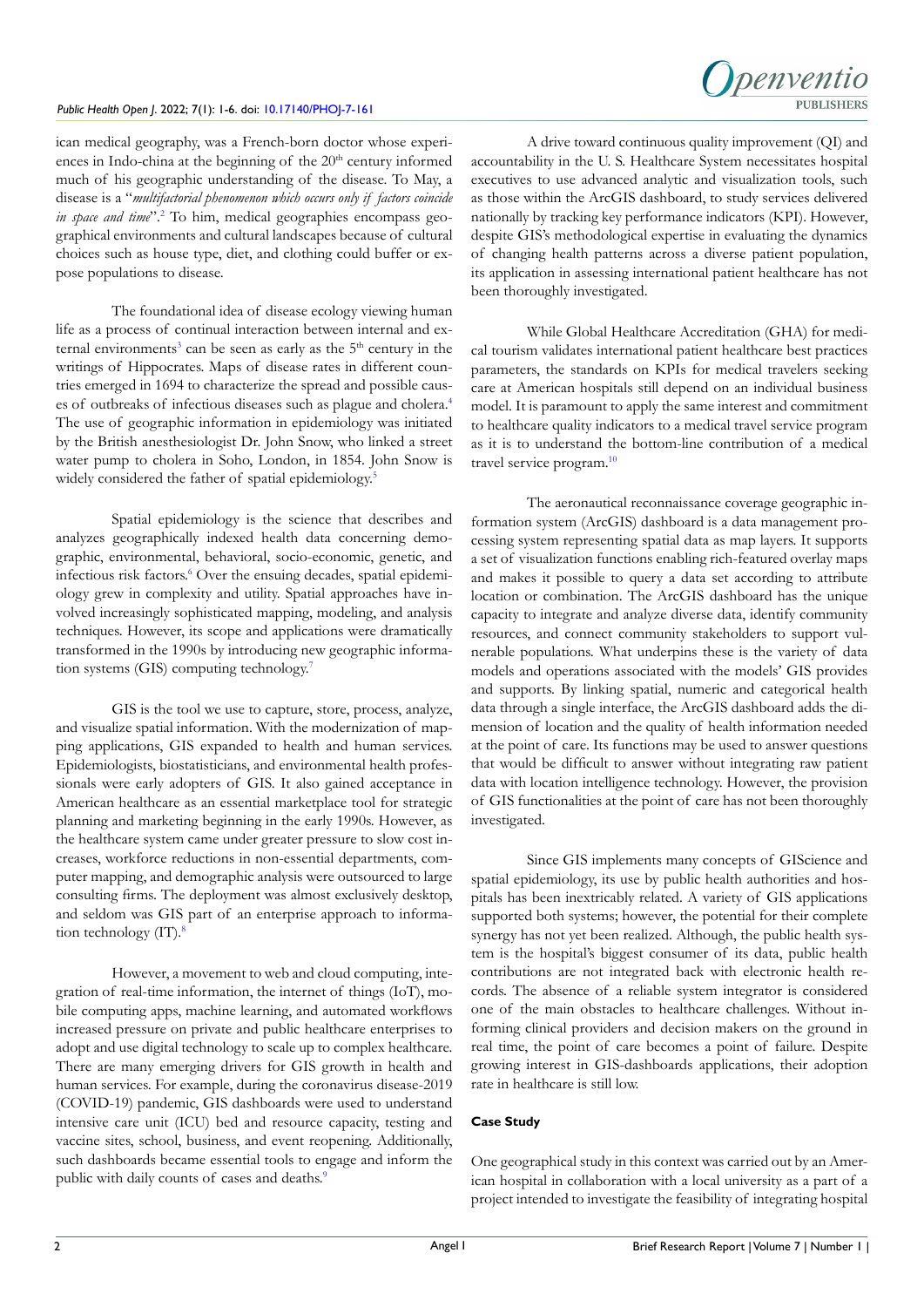ican medical geography, was a French-born doctor whose experiences in Indo-china at the beginning of the 20th century informed much of his geographic understanding of the disease. To May, a disease is a "*multifactorial phenomenon which occurs only if factors coincide in space and time*".[2] To him, medical geographies encompass geographical environments and cultural landscapes because of cultural choices such as house type, diet, and clothing could buffer or expose populations to disease.

The foundational idea of disease ecology viewing human life as a process of continual interaction between internal and external environments[3] can be seen as early as the 5th century in the writings of Hippocrates. Maps of disease rates in different countries emerged in 1694 to characterize the spread and possible causes of outbreaks of infectious diseases such as plague and cholera.[4] The use of geographic information in epidemiology was initiated by the British anesthesiologist Dr. John Snow, who linked a street water pump to cholera in Soho, London, in 1854. John Snow is widely considered the father of spatial epidemiology.[5]

Spatial epidemiology is the science that describes and analyzes geographically indexed health data concerning demographic, environmental, behavioral, socio-economic, genetic, and infectious risk factors.[6] Over the ensuing decades, spatial epidemiology grew in complexity and utility. Spatial approaches have involved increasingly sophisticated mapping, modeling, and analysis techniques. However, its scope and applications were dramatically transformed in the 1990s by introducing new geographic information systems (GIS) computing technology.[7]

GIS is the tool we use to capture, store, process, analyze, and visualize spatial information. With the modernization of mapping applications, GIS expanded to health and human services. Epidemiologists, biostatisticians, and environmental health professionals were early adopters of GIS. It also gained acceptance in American healthcare as an essential marketplace tool for strategic planning and marketing beginning in the early 1990s. However, as the healthcare system came under greater pressure to slow cost increases, workforce reductions in non-essential departments, computer mapping, and demographic analysis were outsourced to large consulting firms. The deployment was almost exclusively desktop, and seldom was GIS part of an enterprise approach to information technology (IT).[8]

However, a movement to web and cloud computing, integration of real-time information, the internet of things (IoT), mobile computing apps, machine learning, and automated workflows increased pressure on private and public healthcare enterprises to adopt and use digital technology to scale up to complex healthcare. There are many emerging drivers for GIS growth in health and human services. For example, during the coronavirus disease-2019 (COVID-19) pandemic, GIS dashboards were used to understand intensive care unit (ICU) bed and resource capacity, testing and vaccine sites, school, business, and event reopening. Additionally, such dashboards became essential tools to engage and inform the public with daily counts of cases and deaths.[9]

A drive toward continuous quality improvement (QI) and accountability in the U. S. Healthcare System necessitates hospital executives to use advanced analytic and visualization tools, such as those within the ArcGIS dashboard, to study services delivered nationally by tracking key performance indicators (KPI). However, despite GIS's methodological expertise in evaluating the dynamics of changing health patterns across a diverse patient population, its application in assessing international patient healthcare has not been thoroughly investigated.

While Global Healthcare Accreditation (GHA) for medical tourism validates international patient healthcare best practices parameters, the standards on KPIs for medical travelers seeking care at American hospitals still depend on an individual business model. It is paramount to apply the same interest and commitment to healthcare quality indicators to a medical travel service program as it is to understand the bottom-line contribution of a medical travel service program.[10]

The aeronautical reconnaissance coverage geographic information system (ArcGIS) dashboard is a data management processing system representing spatial data as map layers. It supports a set of visualization functions enabling rich-featured overlay maps and makes it possible to query a data set according to attribute location or combination. The ArcGIS dashboard has the unique capacity to integrate and analyze diverse data, identify community resources, and connect community stakeholders to support vulnerable populations. What underpins these is the variety of data models and operations associated with the models' GIS provides and supports. By linking spatial, numeric and categorical health data through a single interface, the ArcGIS dashboard adds the dimension of location and the quality of health information needed at the point of care. Its functions may be used to answer questions that would be difficult to answer without integrating raw patient data with location intelligence technology. However, the provision of GIS functionalities at the point of care has not been thoroughly investigated.

Since GIS implements many concepts of GIScience and spatial epidemiology, its use by public health authorities and hospitals has been inextricably related. A variety of GIS applications supported both systems; however, the potential for their complete synergy has not yet been realized. Although, the public health system is the hospital's biggest consumer of its data, public health contributions are not integrated back with electronic health records. The absence of a reliable system integrator is considered one of the main obstacles to healthcare challenges. Without informing clinical providers and decision makers on the ground in real time, the point of care becomes a point of failure. Despite growing interest in GIS-dashboards applications, their adoption rate in healthcare is still low.

**Case Study**

One geographical study in this context was carried out by an American hospital in collaboration with a local university as a part of a project intended to investigate the feasibility of integrating hospital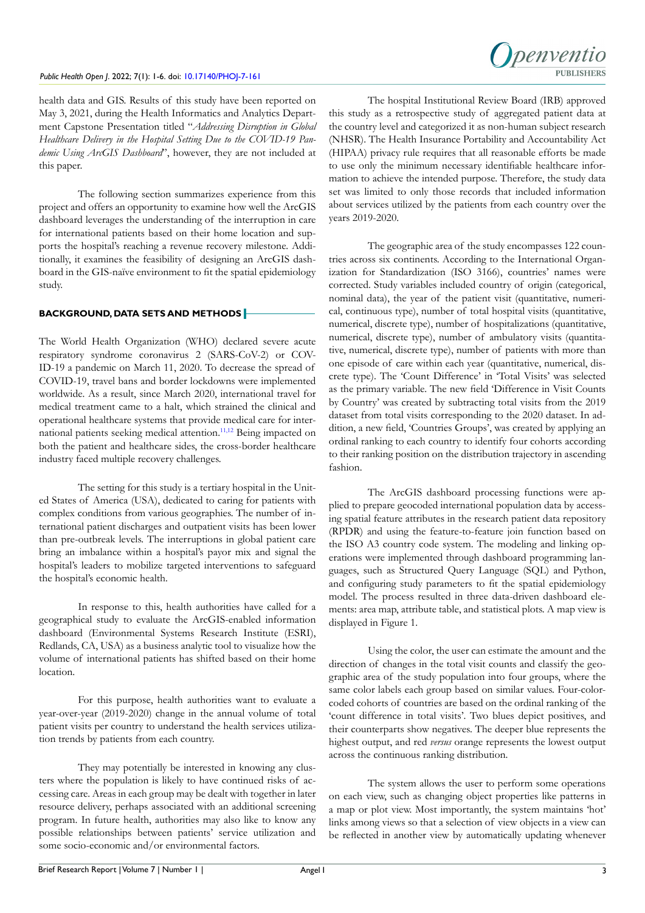health data and GIS. Results of this study have been reported on May 3, 2021, during the Health Informatics and Analytics Department Capstone Presentation titled "*Addressing Disruption in Global Healthcare Delivery in the Hospital Setting Due to the COVID-19 Pandemic Using ArcGIS Dashboard*", however, they are not included at this paper.

The following section summarizes experience from this project and offers an opportunity to examine how well the ArcGIS dashboard leverages the understanding of the interruption in care for international patients based on their home location and supports the hospital's reaching a revenue recovery milestone. Additionally, it examines the feasibility of designing an ArcGIS dashboard in the GIS-naïve environment to fit the spatial epidemiology study.

## BACKGROUND, DATA SETS AND METHODS

The World Health Organization (WHO) declared severe acute respiratory syndrome coronavirus 2 (SARS-CoV-2) or COVID-19 a pandemic on March 11, 2020. To decrease the spread of COVID-19, travel bans and border lockdowns were implemented worldwide. As a result, since March 2020, international travel for medical treatment came to a halt, which strained the clinical and operational healthcare systems that provide medical care for international patients seeking medical attention.[11,12] Being impacted on both the patient and healthcare sides, the cross-border healthcare industry faced multiple recovery challenges.

The setting for this study is a tertiary hospital in the United States of America (USA), dedicated to caring for patients with complex conditions from various geographies. The number of international patient discharges and outpatient visits has been lower than pre-outbreak levels. The interruptions in global patient care bring an imbalance within a hospital's payor mix and signal the hospital's leaders to mobilize targeted interventions to safeguard the hospital's economic health.

In response to this, health authorities have called for a geographical study to evaluate the ArcGIS-enabled information dashboard (Environmental Systems Research Institute (ESRI), Redlands, CA, USA) as a business analytic tool to visualize how the volume of international patients has shifted based on their home location.

For this purpose, health authorities want to evaluate a year-over-year (2019-2020) change in the annual volume of total patient visits per country to understand the health services utilization trends by patients from each country.

They may potentially be interested in knowing any clusters where the population is likely to have continued risks of accessing care. Areas in each group may be dealt with together in later resource delivery, perhaps associated with an additional screening program. In future health, authorities may also like to know any possible relationships between patients' service utilization and some socio-economic and/or environmental factors.

The hospital Institutional Review Board (IRB) approved this study as a retrospective study of aggregated patient data at the country level and categorized it as non-human subject research (NHSR). The Health Insurance Portability and Accountability Act (HIPAA) privacy rule requires that all reasonable efforts be made to use only the minimum necessary identifiable healthcare information to achieve the intended purpose. Therefore, the study data set was limited to only those records that included information about services utilized by the patients from each country over the years 2019-2020.

The geographic area of the study encompasses 122 countries across six continents. According to the International Organization for Standardization (ISO 3166), countries' names were corrected. Study variables included country of origin (categorical, nominal data), the year of the patient visit (quantitative, numerical, continuous type), number of total hospital visits (quantitative, numerical, discrete type), number of hospitalizations (quantitative, numerical, discrete type), number of ambulatory visits (quantitative, numerical, discrete type), number of patients with more than one episode of care within each year (quantitative, numerical, discrete type). The 'Count Difference' in 'Total Visits' was selected as the primary variable. The new field 'Difference in Visit Counts by Country' was created by subtracting total visits from the 2019 dataset from total visits corresponding to the 2020 dataset. In addition, a new field, 'Countries Groups', was created by applying an ordinal ranking to each country to identify four cohorts according to their ranking position on the distribution trajectory in ascending fashion.

The ArcGIS dashboard processing functions were applied to prepare geocoded international population data by accessing spatial feature attributes in the research patient data repository (RPDR) and using the feature-to-feature join function based on the ISO A3 country code system. The modeling and linking operations were implemented through dashboard programming languages, such as Structured Query Language (SQL) and Python, and configuring study parameters to fit the spatial epidemiology model. The process resulted in three data-driven dashboard elements: area map, attribute table, and statistical plots. A map view is displayed in Figure 1.

Using the color, the user can estimate the amount and the direction of changes in the total visit counts and classify the geographic area of the study population into four groups, where the same color labels each group based on similar values. Four-color-coded cohorts of countries are based on the ordinal ranking of the 'count difference in total visits'. Two blues depict positives, and their counterparts show negatives. The deeper blue represents the highest output, and red *versus* orange represents the lowest output across the continuous ranking distribution.

The system allows the user to perform some operations on each view, such as changing object properties like patterns in a map or plot view. Most importantly, the system maintains 'hot' links among views so that a selection of view objects in a view can be reflected in another view by automatically updating whenever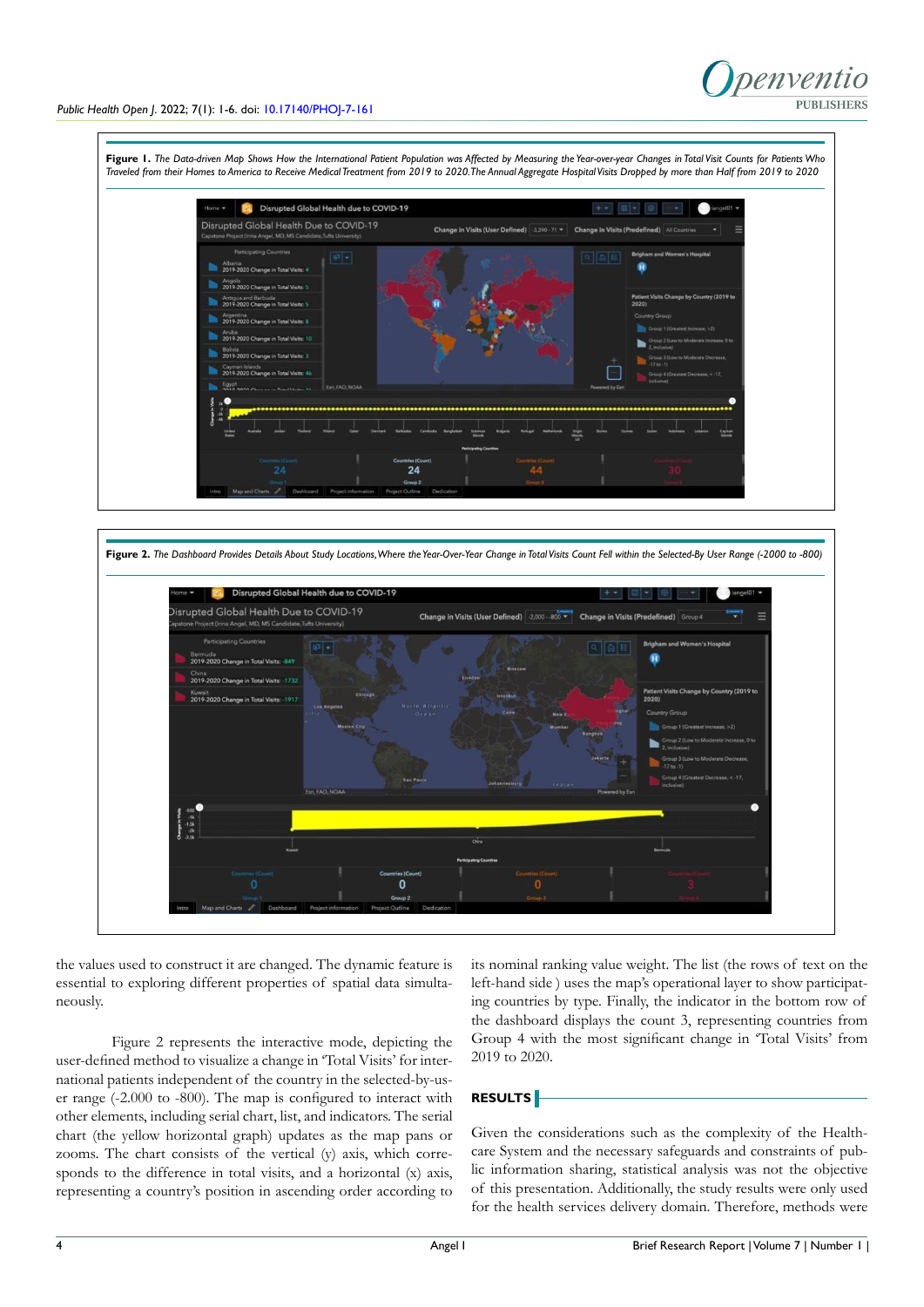**Figure 1.** *The Data-driven Map Shows How the International Patient Population was Affected by Measuring the Year-over-year Changes in Total Visit Counts for Patients Who Traveled from their Homes to America to Receive Medical Treatment from 2019 to 2020. The Annual Aggregate Hospital Visits Dropped by more than Half from 2019 to 2020*

**Figure 2.** *The Dashboard Provides Details About Study Locations, Where the Year-Over-Year Change in Total Visits Count Fell within the Selected-By User Range (-2000 to -800)*

the values used to construct it are changed. The dynamic feature is essential to exploring different properties of spatial data simultaneously.

Figure 2 represents the interactive mode, depicting the user-defined method to visualize a change in 'Total Visits' for international patients independent of the country in the selected-by-user range (-2.000 to -800). The map is configured to interact with other elements, including serial chart, list, and indicators. The serial chart (the yellow horizontal graph) updates as the map pans or zooms. The chart consists of the vertical (y) axis, which corresponds to the difference in total visits, and a horizontal (x) axis, representing a country's position in ascending order according to its nominal ranking value weight. The list (the rows of text on the left-hand side) uses the map's operational layer to show participating countries by type. Finally, the indicator in the bottom row of the dashboard displays the count 3, representing countries from Group 4 with the most significant change in 'Total Visits' from 2019 to 2020.

## RESULTS

Given the considerations such as the complexity of the Healthcare System and the necessary safeguards and constraints of public information sharing, statistical analysis was not the objective of this presentation. Additionally, the study results were only used for the health services delivery domain. Therefore, methods were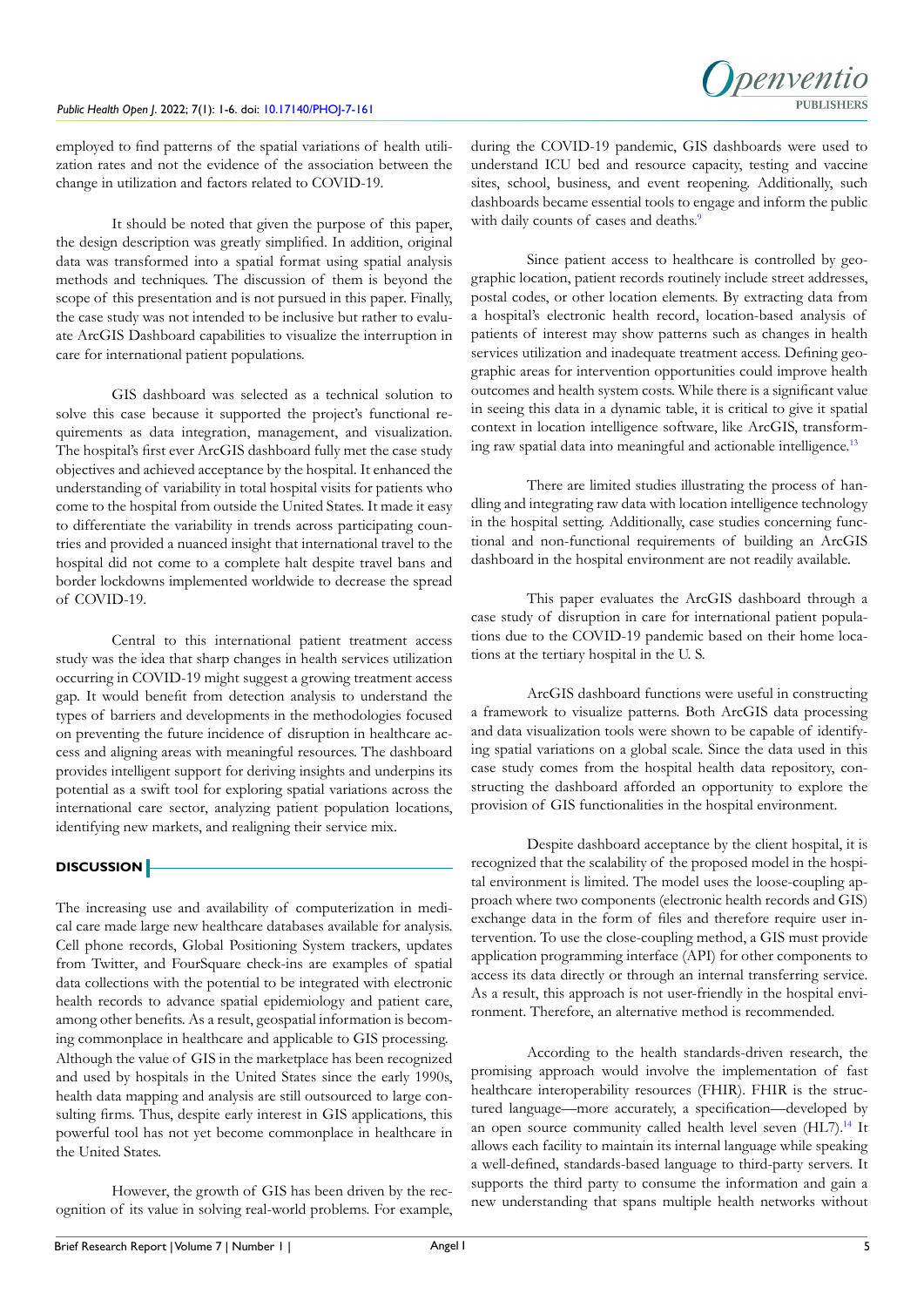employed to find patterns of the spatial variations of health utilization rates and not the evidence of the association between the change in utilization and factors related to COVID-19.

It should be noted that given the purpose of this paper, the design description was greatly simplified. In addition, original data was transformed into a spatial format using spatial analysis methods and techniques. The discussion of them is beyond the scope of this presentation and is not pursued in this paper. Finally, the case study was not intended to be inclusive but rather to evaluate ArcGIS Dashboard capabilities to visualize the interruption in care for international patient populations.

GIS dashboard was selected as a technical solution to solve this case because it supported the project's functional requirements as data integration, management, and visualization. The hospital's first ever ArcGIS dashboard fully met the case study objectives and achieved acceptance by the hospital. It enhanced the understanding of variability in total hospital visits for patients who come to the hospital from outside the United States. It made it easy to differentiate the variability in trends across participating countries and provided a nuanced insight that international travel to the hospital did not come to a complete halt despite travel bans and border lockdowns implemented worldwide to decrease the spread of COVID-19.

Central to this international patient treatment access study was the idea that sharp changes in health services utilization occurring in COVID-19 might suggest a growing treatment access gap. It would benefit from detection analysis to understand the types of barriers and developments in the methodologies focused on preventing the future incidence of disruption in healthcare access and aligning areas with meaningful resources. The dashboard provides intelligent support for deriving insights and underpins its potential as a swift tool for exploring spatial variations across the international care sector, analyzing patient population locations, identifying new markets, and realigning their service mix.

## DISCUSSION

The increasing use and availability of computerization in medical care made large new healthcare databases available for analysis. Cell phone records, Global Positioning System trackers, updates from Twitter, and FourSquare check-ins are examples of spatial data collections with the potential to be integrated with electronic health records to advance spatial epidemiology and patient care, among other benefits. As a result, geospatial information is becoming commonplace in healthcare and applicable to GIS processing. Although the value of GIS in the marketplace has been recognized and used by hospitals in the United States since the early 1990s, health data mapping and analysis are still outsourced to large consulting firms. Thus, despite early interest in GIS applications, this powerful tool has not yet become commonplace in healthcare in the United States.

However, the growth of GIS has been driven by the recognition of its value in solving real-world problems. For example, during the COVID-19 pandemic, GIS dashboards were used to understand ICU bed and resource capacity, testing and vaccine sites, school, business, and event reopening. Additionally, such dashboards became essential tools to engage and inform the public with daily counts of cases and deaths.[9]

Since patient access to healthcare is controlled by geographic location, patient records routinely include street addresses, postal codes, or other location elements. By extracting data from a hospital's electronic health record, location-based analysis of patients of interest may show patterns such as changes in health services utilization and inadequate treatment access. Defining geographic areas for intervention opportunities could improve health outcomes and health system costs. While there is a significant value in seeing this data in a dynamic table, it is critical to give it spatial context in location intelligence software, like ArcGIS, transforming raw spatial data into meaningful and actionable intelligence.[13]

There are limited studies illustrating the process of handling and integrating raw data with location intelligence technology in the hospital setting. Additionally, case studies concerning functional and non-functional requirements of building an ArcGIS dashboard in the hospital environment are not readily available.

This paper evaluates the ArcGIS dashboard through a case study of disruption in care for international patient populations due to the COVID-19 pandemic based on their home locations at the tertiary hospital in the U. S.

ArcGIS dashboard functions were useful in constructing a framework to visualize patterns. Both ArcGIS data processing and data visualization tools were shown to be capable of identifying spatial variations on a global scale. Since the data used in this case study comes from the hospital health data repository, constructing the dashboard afforded an opportunity to explore the provision of GIS functionalities in the hospital environment.

Despite dashboard acceptance by the client hospital, it is recognized that the scalability of the proposed model in the hospital environment is limited. The model uses the loose-coupling approach where two components (electronic health records and GIS) exchange data in the form of files and therefore require user intervention. To use the close-coupling method, a GIS must provide application programming interface (API) for other components to access its data directly or through an internal transferring service. As a result, this approach is not user-friendly in the hospital environment. Therefore, an alternative method is recommended.

According to the health standards-driven research, the promising approach would involve the implementation of fast healthcare interoperability resources (FHIR). FHIR is the structured language—more accurately, a specification—developed by an open source community called health level seven (HL7).[14] It allows each facility to maintain its internal language while speaking a well-defined, standards-based language to third-party servers. It supports the third party to consume the information and gain a new understanding that spans multiple health networks without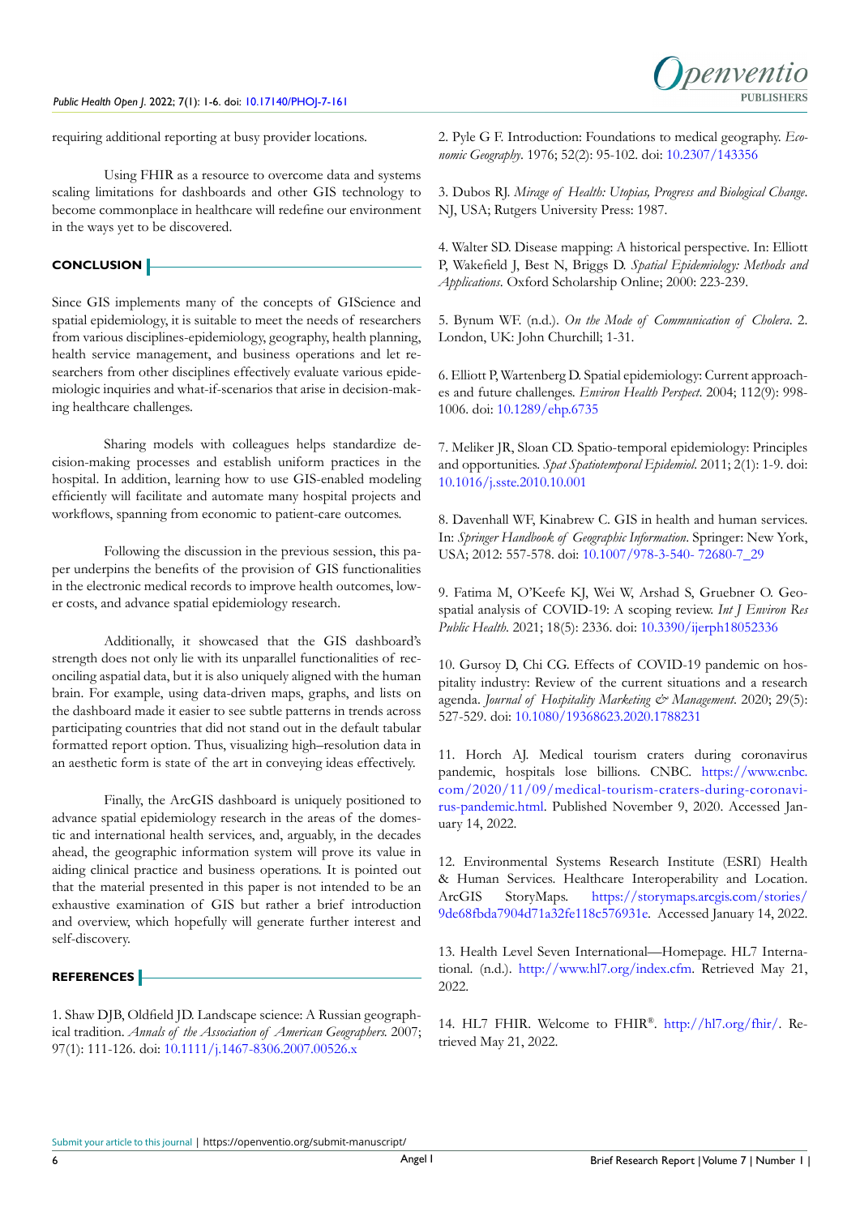requiring additional reporting at busy provider locations.

Using FHIR as a resource to overcome data and systems scaling limitations for dashboards and other GIS technology to become commonplace in healthcare will redefine our environment in the ways yet to be discovered.

## CONCLUSION

Since GIS implements many of the concepts of GIScience and spatial epidemiology, it is suitable to meet the needs of researchers from various disciplines-epidemiology, geography, health planning, health service management, and business operations and let researchers from other disciplines effectively evaluate various epidemiologic inquiries and what-if-scenarios that arise in decision-making healthcare challenges.

Sharing models with colleagues helps standardize decision-making processes and establish uniform practices in the hospital. In addition, learning how to use GIS-enabled modeling efficiently will facilitate and automate many hospital projects and workflows, spanning from economic to patient-care outcomes.

Following the discussion in the previous session, this paper underpins the benefits of the provision of GIS functionalities in the electronic medical records to improve health outcomes, lower costs, and advance spatial epidemiology research.

Additionally, it showcased that the GIS dashboard's strength does not only lie with its unparallel functionalities of reconciling aspatial data, but it is also uniquely aligned with the human brain. For example, using data-driven maps, graphs, and lists on the dashboard made it easier to see subtle patterns in trends across participating countries that did not stand out in the default tabular formatted report option. Thus, visualizing high–resolution data in an aesthetic form is state of the art in conveying ideas effectively.

Finally, the ArcGIS dashboard is uniquely positioned to advance spatial epidemiology research in the areas of the domestic and international health services, and, arguably, in the decades ahead, the geographic information system will prove its value in aiding clinical practice and business operations. It is pointed out that the material presented in this paper is not intended to be an exhaustive examination of GIS but rather a brief introduction and overview, which hopefully will generate further interest and self-discovery.

## REFERENCES

1. Shaw DJB, Oldfield JD. Landscape science: A Russian geographical tradition. *Annals of the Association of American Geographers.* 2007; 97(1): 111-126. doi: 10.1111/j.1467-8306.2007.00526.x

2. Pyle G F. Introduction: Foundations to medical geography. *Economic Geography*. 1976; 52(2): 95-102. doi: 10.2307/143356

3. Dubos RJ. *Mirage of Health: Utopias, Progress and Biological Change*. NJ, USA; Rutgers University Press: 1987.

4. Walter SD. Disease mapping: A historical perspective. In: Elliott P, Wakefield J, Best N, Briggs D. *Spatial Epidemiology: Methods and Applications*. Oxford Scholarship Online; 2000: 223-239.

5. Bynum WF. (n.d.). *On the Mode of Communication of Cholera*. 2. London, UK: John Churchill; 1-31.

6. Elliott P, Wartenberg D. Spatial epidemiology: Current approaches and future challenges. *Environ Health Perspect.* 2004; 112(9): 998-1006. doi: 10.1289/ehp.6735

7. Meliker JR, Sloan CD. Spatio-temporal epidemiology: Principles and opportunities. *Spat Spatiotemporal Epidemiol.* 2011; 2(1): 1-9. doi: 10.1016/j.sste.2010.10.001

8. Davenhall WF, Kinabrew C. GIS in health and human services. In: *Springer Handbook of Geographic Information*. Springer: New York, USA; 2012: 557-578. doi: 10.1007/978-3-540- 72680-7_29

9. Fatima M, O'Keefe KJ, Wei W, Arshad S, Gruebner O. Geospatial analysis of COVID-19: A scoping review. *Int J Environ Res Public Health.* 2021; 18(5): 2336. doi: 10.3390/ijerph18052336

10. Gursoy D, Chi CG. Effects of COVID-19 pandemic on hospitality industry: Review of the current situations and a research agenda. *Journal of Hospitality Marketing & Management.* 2020; 29(5): 527-529. doi: 10.1080/19368623.2020.1788231

11. Horch AJ. Medical tourism craters during coronavirus pandemic, hospitals lose billions. CNBC. https://www.cnbc.com/2020/11/09/medical-tourism-craters-during-coronavirus-pandemic.html. Published November 9, 2020. Accessed January 14, 2022.

12. Environmental Systems Research Institute (ESRI) Health & Human Services. Healthcare Interoperability and Location. ArcGIS StoryMaps. https://storymaps.arcgis.com/stories/9de68fbda7904d71a32fe118c576931e. Accessed January 14, 2022.

13. Health Level Seven International—Homepage. HL7 International. (n.d.). http://www.hl7.org/index.cfm. Retrieved May 21, 2022.

14. HL7 FHIR. Welcome to FHIR®. http://hl7.org/fhir/. Retrieved May 21, 2022.